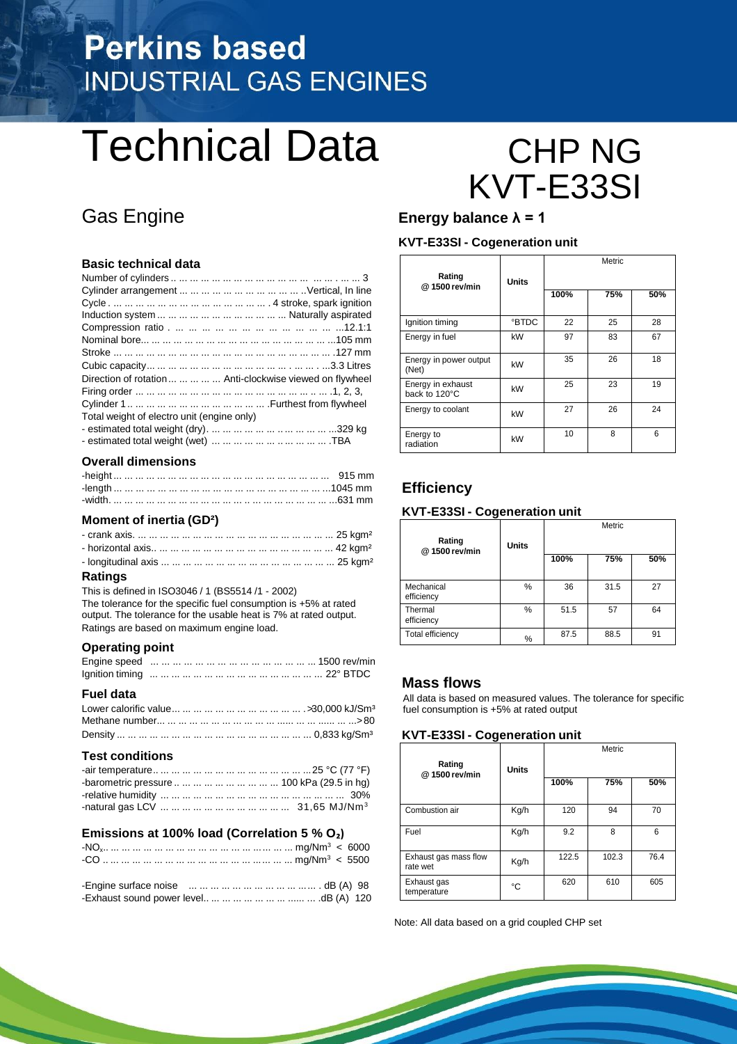# Perkins based
## INDUSTRIAL GAS ENGINES

# Technical Data

# CHP NG KVT-E33SI

## Gas Engine

### Basic technical data

Number of cylinders ... 3
Cylinder arrangement ... Vertical, In line
Cycle ... 4 stroke, spark ignition
Induction system ... Naturally aspirated
Compression ratio ... 12.1:1
Nominal bore ... 105 mm
Stroke ... 127 mm
Cubic capacity ... 3.3 Litres
Direction of rotation ... Anti-clockwise viewed on flywheel
Firing order ... 1, 2, 3,
Cylinder 1 ... Furthest from flywheel
Total weight of electro unit (engine only)
- estimated total weight (dry) ... 329 kg
- estimated total weight (wet) ... TBA

### Overall dimensions

-height ... 915 mm
-length ... 1045 mm
-width ... 631 mm

### Moment of inertia (GD²)

- crank axis ... 25 kgm²
- horizontal axis ... 42 kgm²
- longitudinal axis ... 25 kgm²

### Ratings

This is defined in ISO3046 / 1 (BS5514 /1 - 2002)
The tolerance for the specific fuel consumption is +5% at rated output. The tolerance for the usable heat is 7% at rated output.
Ratings are based on maximum engine load.

### Operating point

Engine speed ... 1500 rev/min
Ignition timing ... 22° BTDC

### Fuel data

Lower calorific value ... >30,000 kJ/Sm³
Methane number ... > 80
Density ... 0,833 kg/Sm³

### Test conditions

-air temperature ... 25 °C (77 °F)
-barometric pressure ... 100 kPa (29.5 in hg)
-relative humidity ... 30%
-natural gas LCV ... 31,65 MJ/Nm³

### Emissions at 100% load (Correlation 5 % $O_2$)

-$NO_x$ ... mg/Nm³ < 6000
-CO ... mg/Nm³ < 5500

-Engine surface noise ... dB (A) 98
-Exhaust sound power level ... dB (A) 120

## Energy balance λ = 1

### KVT-E33SI - Cogeneration unit

| Rating @ 1500 rev/min | Units | Metric | | |
|---|---|---|---|---|
| | | 100% | 75% | 50% |
| Ignition timing | °BTDC | 22 | 25 | 28 |
| Energy in fuel | kW | 97 | 83 | 67 |
| Energy in power output (Net) | kW | 35 | 26 | 18 |
| Energy in exhaust back to 120°C | kW | 25 | 23 | 19 |
| Energy to coolant | kW | 27 | 26 | 24 |
| Energy to radiation | kW | 10 | 8 | 6 |

## Efficiency

### KVT-E33SI - Cogeneration unit

| Rating @ 1500 rev/min | Units | Metric | | |
|---|---|---|---|---|
| | | 100% | 75% | 50% |
| Mechanical efficiency | % | 36 | 31.5 | 27 |
| Thermal efficiency | % | 51.5 | 57 | 64 |
| Total efficiency | % | 87.5 | 88.5 | 91 |

## Mass flows

All data is based on measured values. The tolerance for specific fuel consumption is +5% at rated output

### KVT-E33SI - Cogeneration unit

| Rating @ 1500 rev/min | Units | Metric | | |
|---|---|---|---|---|
| | | 100% | 75% | 50% |
| Combustion air | Kg/h | 120 | 94 | 70 |
| Fuel | Kg/h | 9.2 | 8 | 6 |
| Exhaust gas mass flow rate wet | Kg/h | 122.5 | 102.3 | 76.4 |
| Exhaust gas temperature | °C | 620 | 610 | 605 |

Note: All data based on a grid coupled CHP set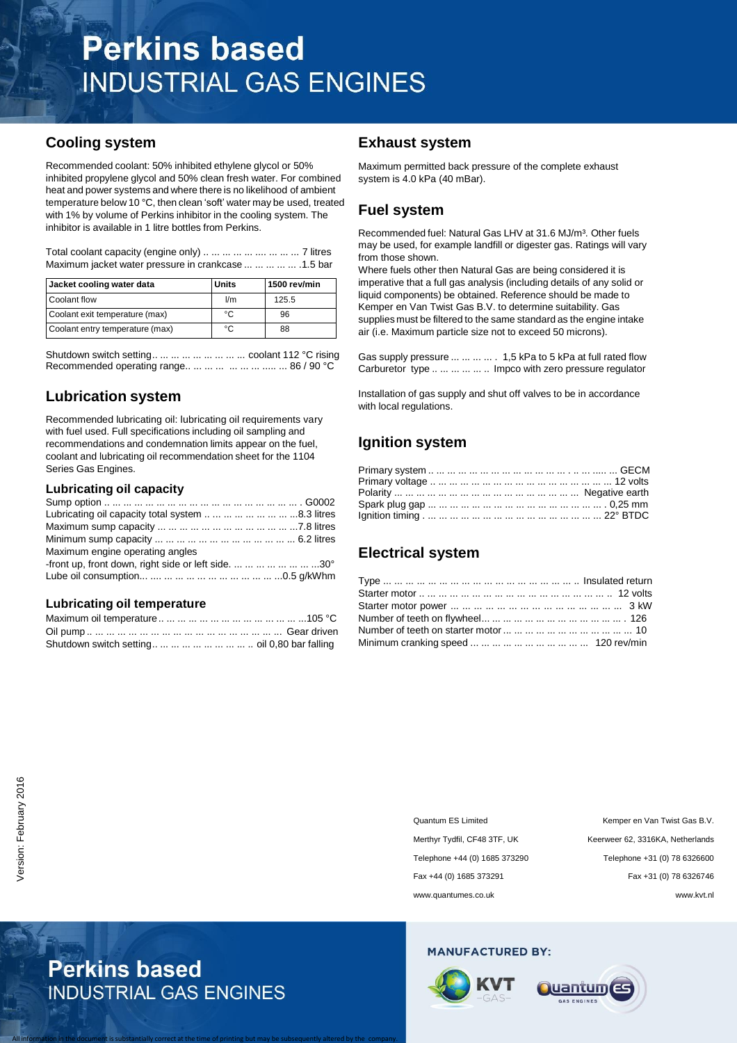# Perkins based
INDUSTRIAL GAS ENGINES

## Cooling system

Recommended coolant: 50% inhibited ethylene glycol or 50% inhibited propylene glycol and 50% clean fresh water. For combined heat and power systems and where there is no likelihood of ambient temperature below 10 °C, then clean 'soft' water may be used, treated with 1% by volume of Perkins inhibitor in the cooling system. The inhibitor is available in 1 litre bottles from Perkins.

Total coolant capacity (engine only) .. ... ... ... ... .... ... ... ... 7 litres
Maximum jacket water pressure in crankcase ... ... ... ... ... .1.5 bar

| Jacket cooling water data | Units | 1500 rev/min |
|---|---|---|
| Coolant flow | l/m | 125.5 |
| Coolant exit temperature (max) | °C | 96 |
| Coolant entry temperature (max) | °C | 88 |

Shutdown switch setting.. ... ... ... ... ... ... ... ... coolant 112 °C rising
Recommended operating range.. ... ... ... ... ... ... ..... ... 86 / 90 °C

## Lubrication system

Recommended lubricating oil: lubricating oil requirements vary with fuel used. Full specifications including oil sampling and recommendations and condemnation limits appear on the fuel, coolant and lubricating oil recommendation sheet for the 1104 Series Gas Engines.

### Lubricating oil capacity

Sump option .. ... ... ... ... ... ... ... ... ... ... ... ... ... ... ... ... . G0002
Lubricating oil capacity total system .. ... ... ... ... ... ... ... ...8.3 litres
Maximum sump capacity ... ... ... ... ... ... ... ... ... ... ... ... ...7.8 litres
Minimum sump capacity ... ... ... ... ... ... ... ... ... ... ... ... 6.2 litres
Maximum engine operating angles
-front up, front down, right side or left side. ... ... ... ... ... ... ...30°
Lube oil consumption... .... ... ... ... ... ... ... ... ... ... ...0.5 g/kWhm

### Lubricating oil temperature

Maximum oil temperature.. ... ... ... ... ... ... ... ... ... ... ... ...105 °C
Oil pump .. ... ... ... ... ... ... ... ... ... ... ... ... ... ... ... ... Gear driven
Shutdown switch setting.. ... ... ... ... ... ... ... ... .. oil 0,80 bar falling

## Exhaust system

Maximum permitted back pressure of the complete exhaust system is 4.0 kPa (40 mBar).

## Fuel system

Recommended fuel: Natural Gas LHV at 31.6 MJ/m³. Other fuels may be used, for example landfill or digester gas. Ratings will vary from those shown.
Where fuels other then Natural Gas are being considered it is imperative that a full gas analysis (including details of any solid or liquid components) be obtained. Reference should be made to Kemper en Van Twist Gas B.V. to determine suitability. Gas supplies must be filtered to the same standard as the engine intake air (i.e. Maximum particle size not to exceed 50 microns).

Gas supply pressure ... ... ... ... . 1,5 kPa to 5 kPa at full rated flow
Carburetor type .. ... ... ... ... .. Impco with zero pressure regulator

Installation of gas supply and shut off valves to be in accordance with local regulations.

## Ignition system

Primary system .. ... ... ... ... ... ... ... ... ... ... . .. ... ..... ... GECM
Primary voltage .. ... ... ... ... ... ... ... ... ... ... ... ... ... ... 12 volts
Polarity ... ... ... ... ... ... ... ... ... ... ... ... ... ... ... Negative earth
Spark plug gap ... ... ... ... ... ... ... ... ... ... ... ... ... ... . 0,25 mm
Ignition timing . ... ... ... ... ... ... ... ... ... ... ... ... ... ... 22° BTDC

## Electrical system

Type ... ... ... ... ... ... ... ... ... ... ... ... ... ... ... .. Insulated return
Starter motor .. ... ... ... ... ... ... ... ... ... ... ... ... ... ... .. 12 volts
Starter motor power ... ... ... ... ... ... ... ... ... ... ... ... ... 3 kW
Number of teeth on flywheel... ... ... ... ... ... ... ... ... ... ... . 126
Number of teeth on starter motor ... ... ... ... ... ... ... ... ... ... 10
Minimum cranking speed ... ... ... ... ... ... ... ... ... 120 rev/min

Version: February 2016

Quantum ES Limited
Merthyr Tydfil, CF48 3TF, UK
Telephone +44 (0) 1685 373290
Fax +44 (0) 1685 373291
www.quantumes.co.uk

Kemper en Van Twist Gas B.V.
Keerweer 62, 3316KA, Netherlands
Telephone +31 (0) 78 6326600
Fax +31 (0) 78 6326746
www.kvt.nl

**Perkins based**
INDUSTRIAL GAS ENGINES

MANUFACTURED BY:

All information in the document is substantially correct at the time of printing but may be subsequently altered by the company.